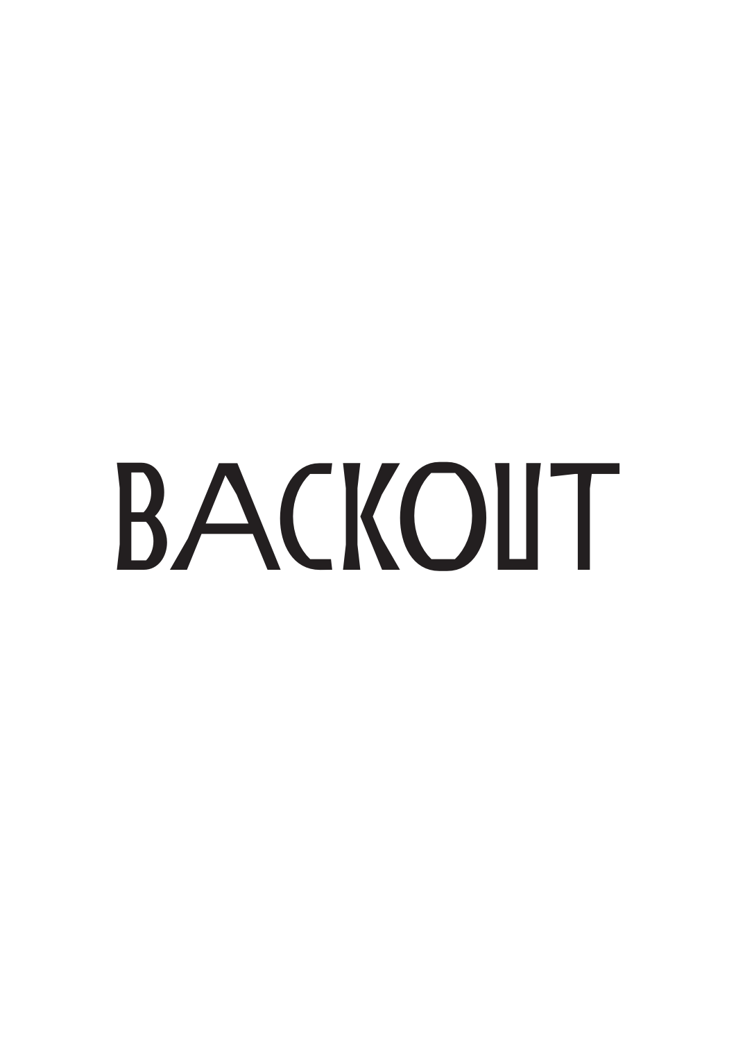# BACKOUT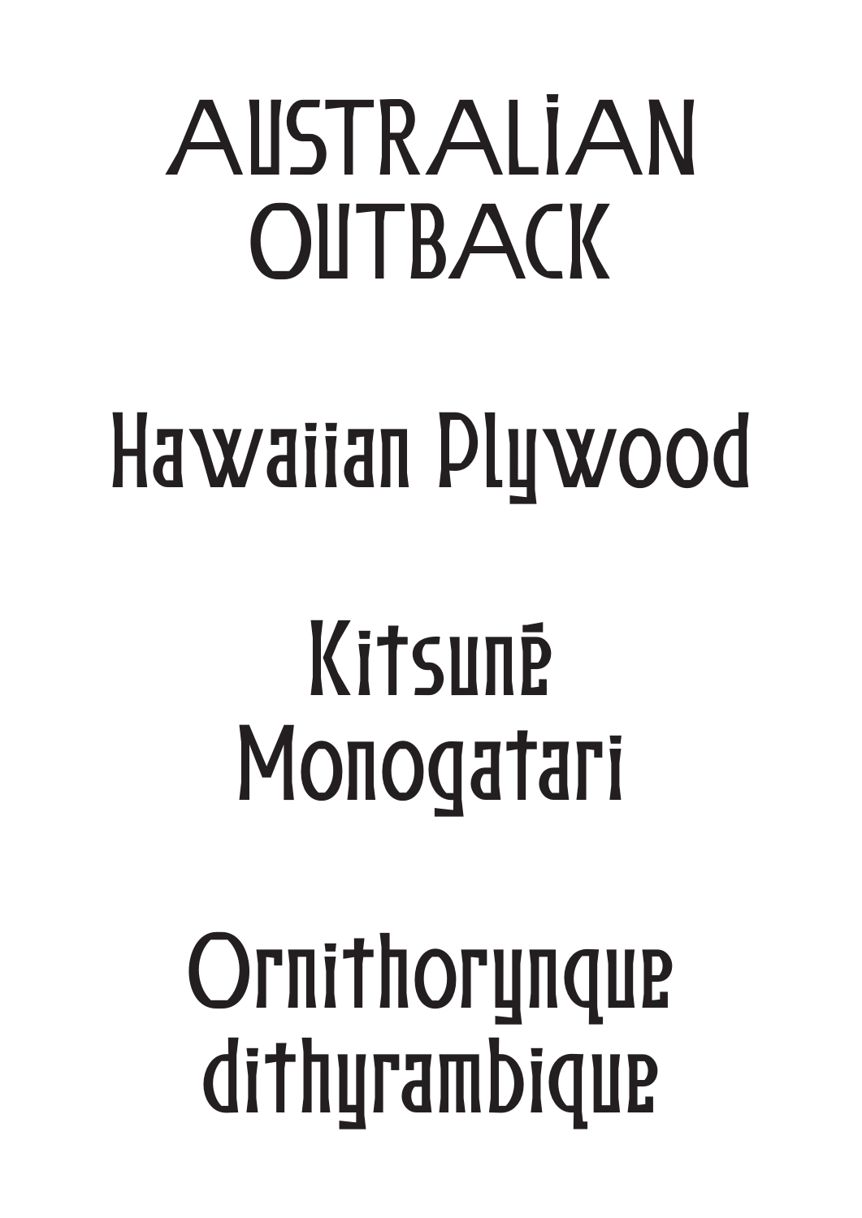AUSTRALiAN
OUTBACK

Hawaiian Plywood

Kitsunē
Monogatari

Ornithorynque
dithyrambique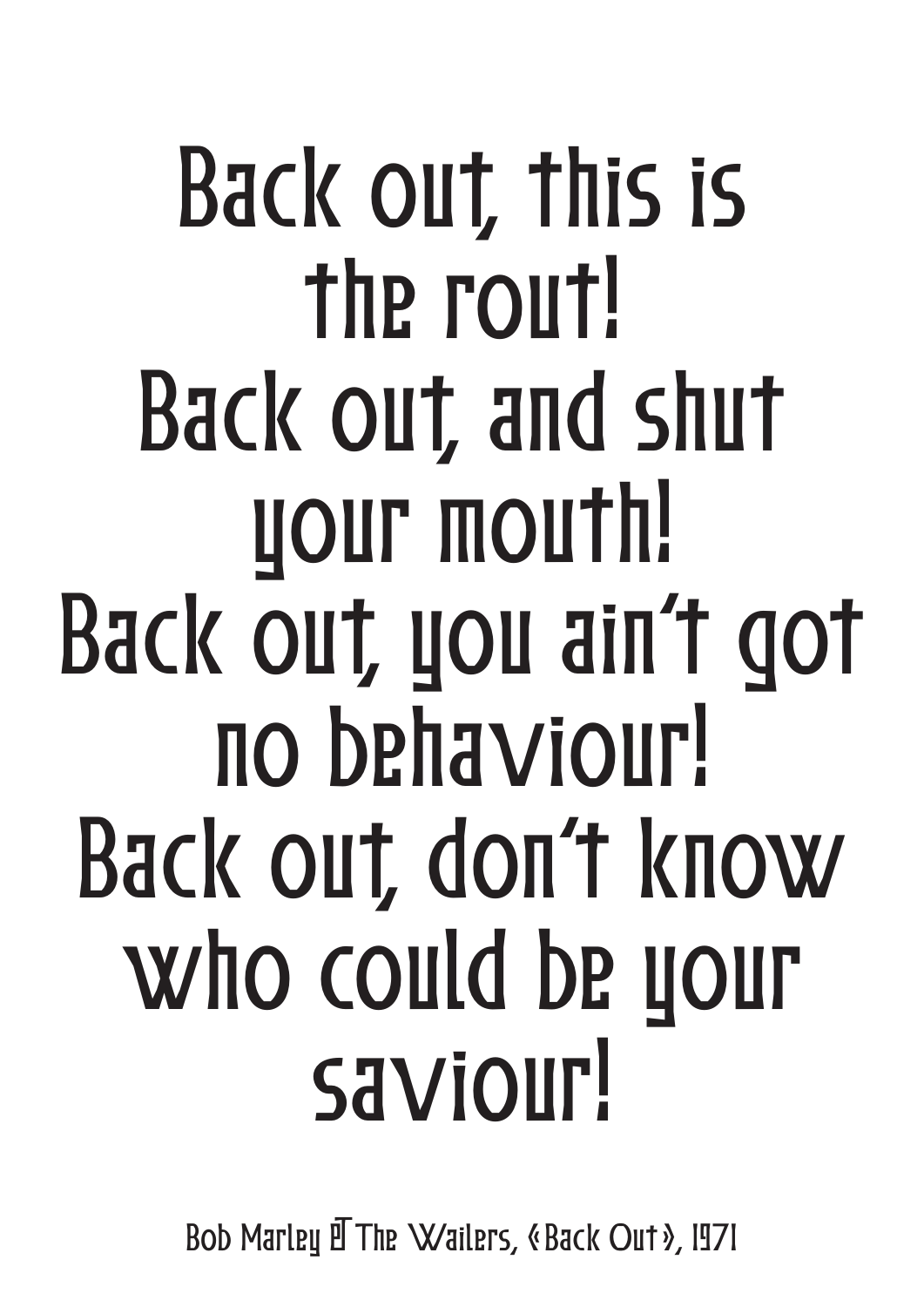Back out, this is
the rout!
Back out, and shut
your mouth!
Back out, you ain't got
no behaviour!
Back out, don't know
who could be your
saviour!

Bob Marley & The Wailers, «Back Out», 1971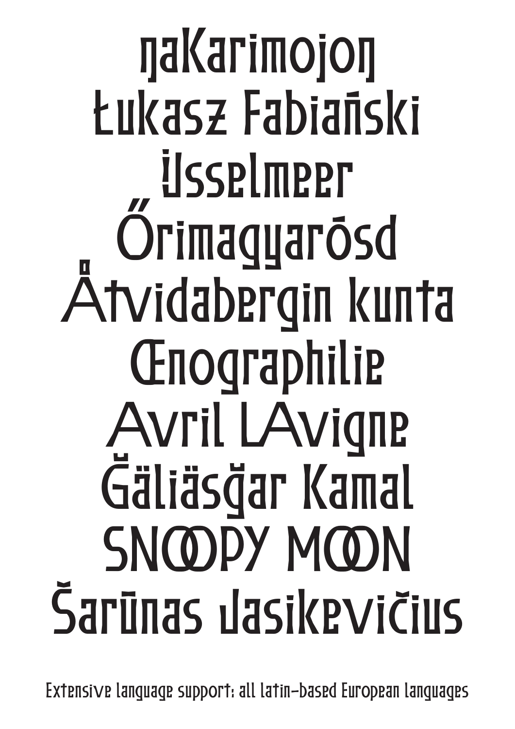ŋaKarimojoŋ

Łukasz Fabiański

Ĳsselmeer

Őrimagyarósd

Åtvidabergin kunta

Œnographilie

Avril LAvigne

Ğäliäsğar Kamal

SNOOPY MOON

Šarūnas Jasikevičius

Extensive language support: all latin-based European languages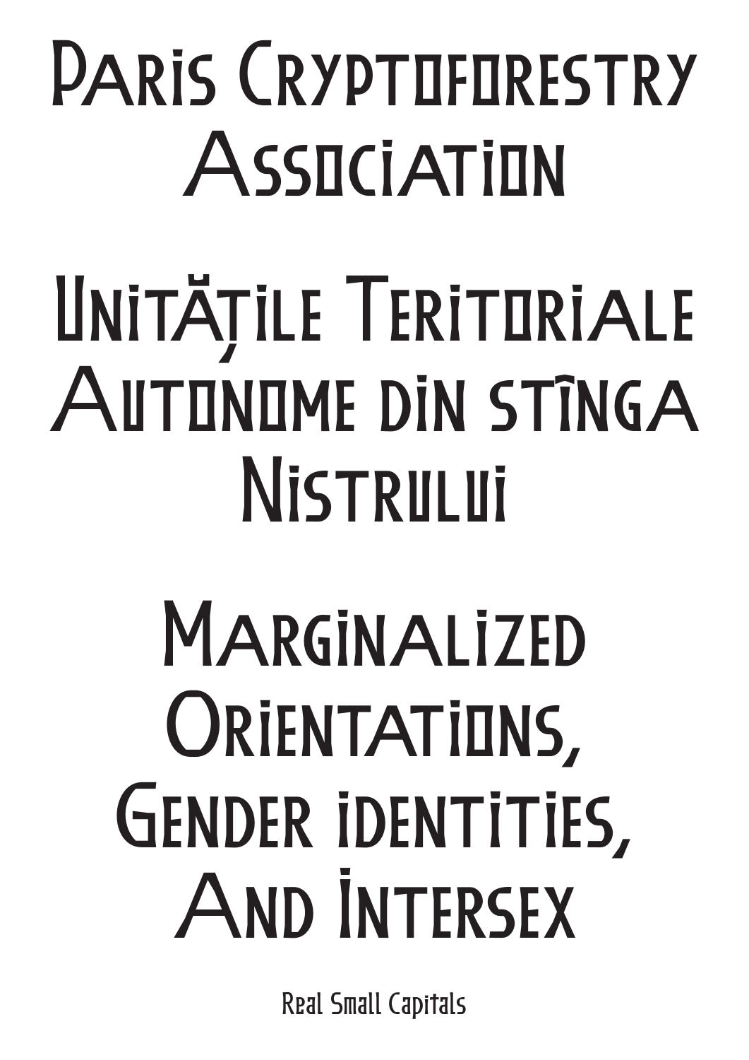Paris Cryptoforestry Association

Unitățile Teritoriale Autonome din stînga Nistrului

Marginalized Orientations, Gender identities, And Intersex

Real Small Capitals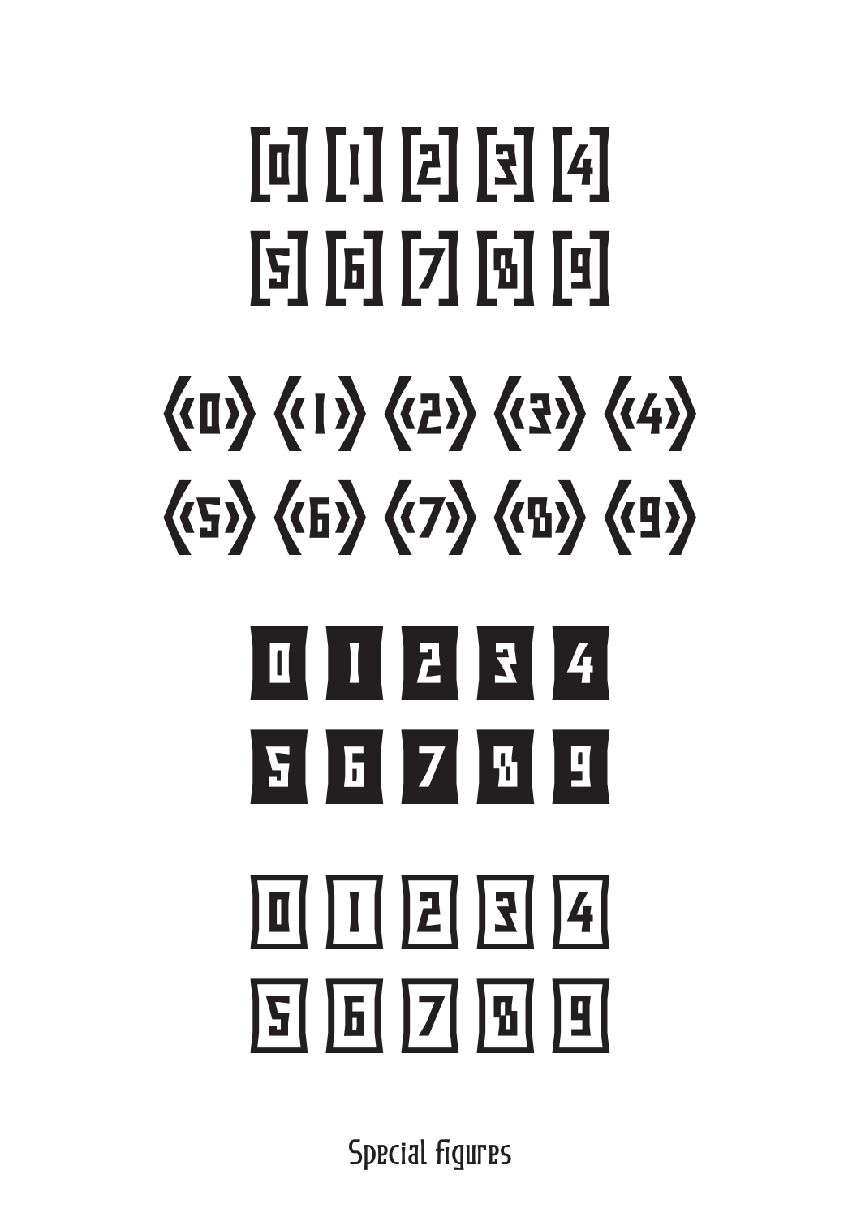[0] [1] [2] [3] [4]

[5] [6] [7] [8] [9]

《0》 《1》 《2》 《3》 《4》

《5》 《6》 《7》 《8》 《9》

0 1 2 3 4

5 6 7 8 9

0 1 2 3 4

5 6 7 8 9

Special figures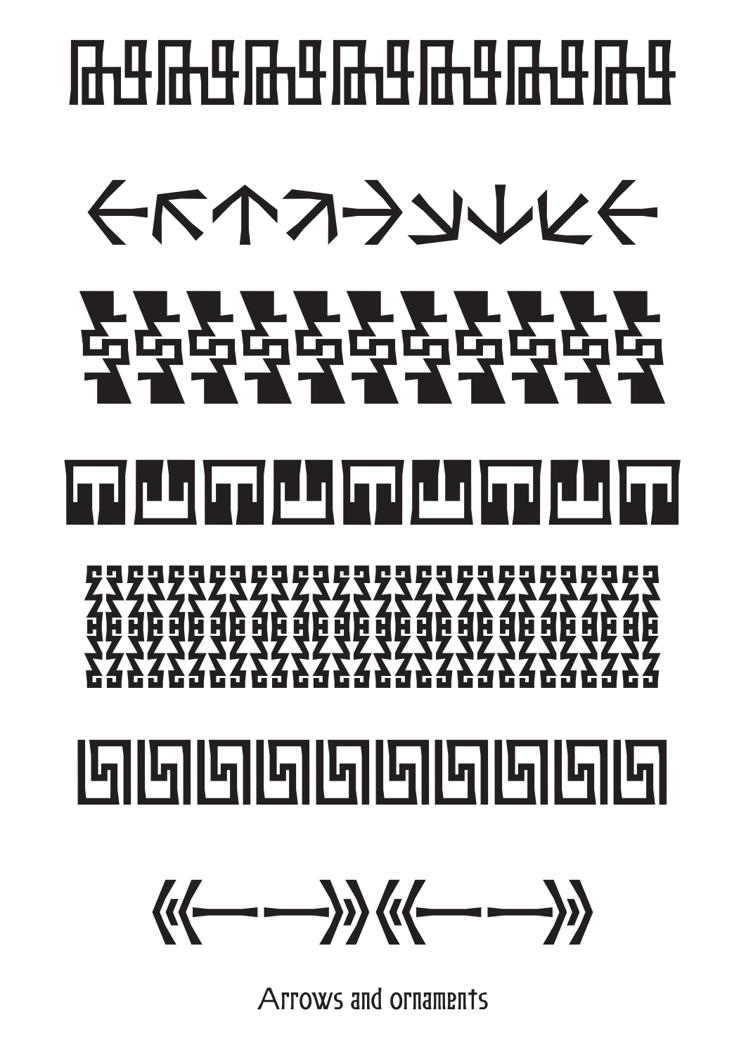Arrows and ornaments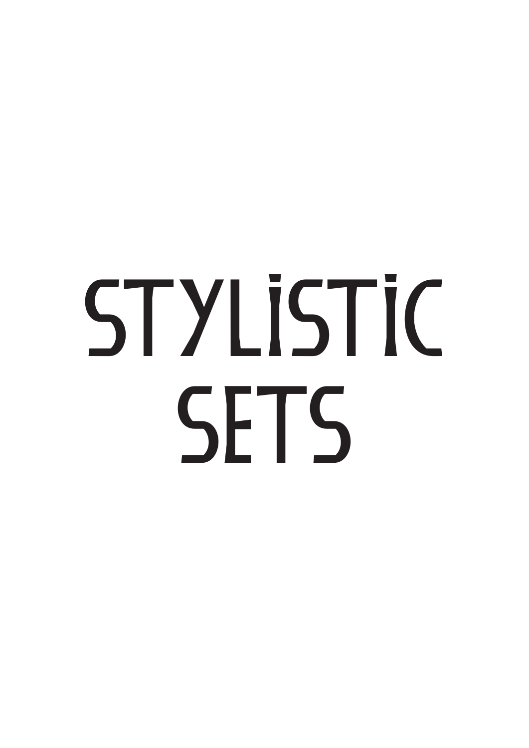# STYLISTIC SETS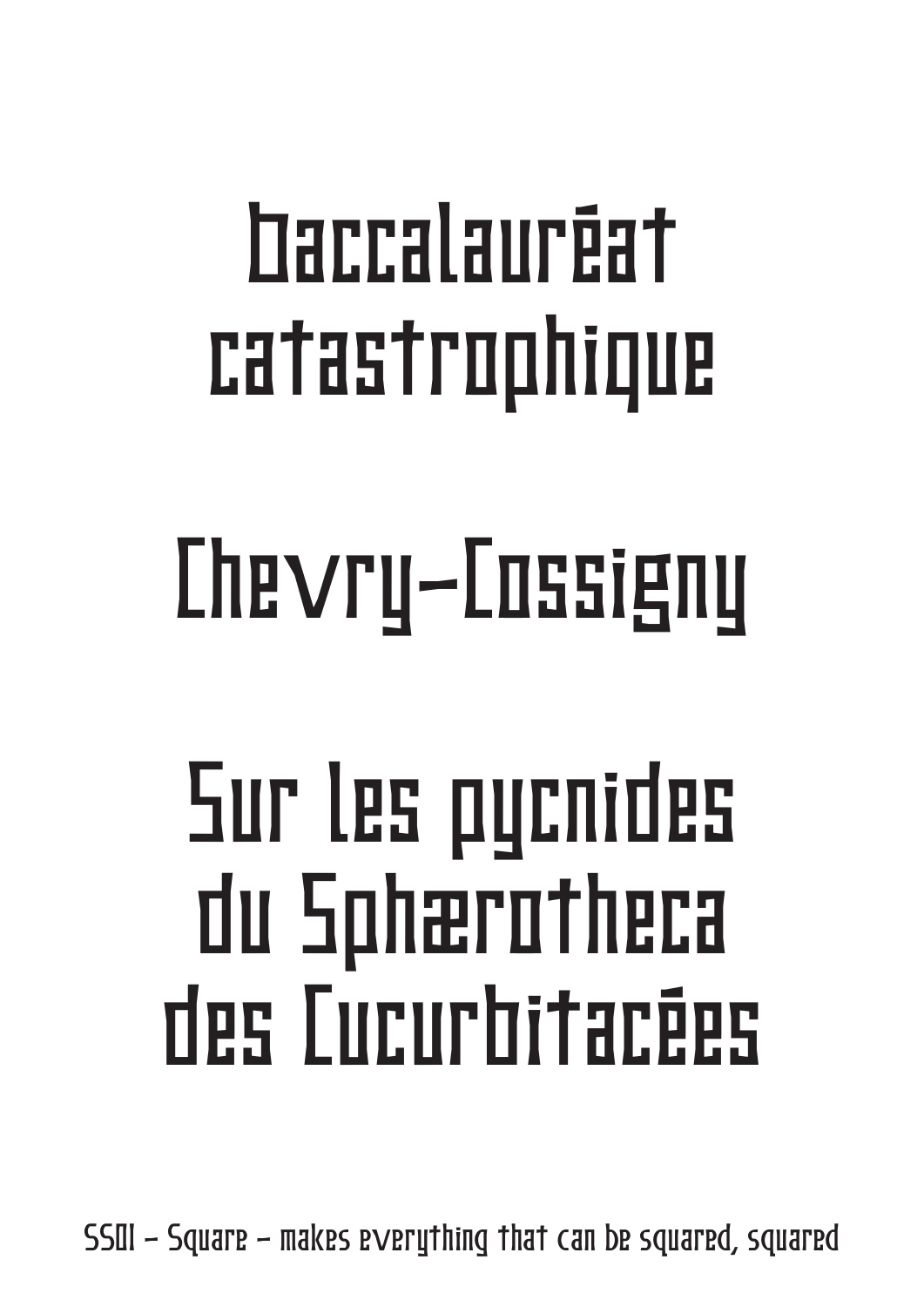baccalauréat catastrophique

Chevry-Cossigny

Sur les pycnides du Sphærotheca des Cucurbitacées

SS01 – Square – makes everything that can be squared, squared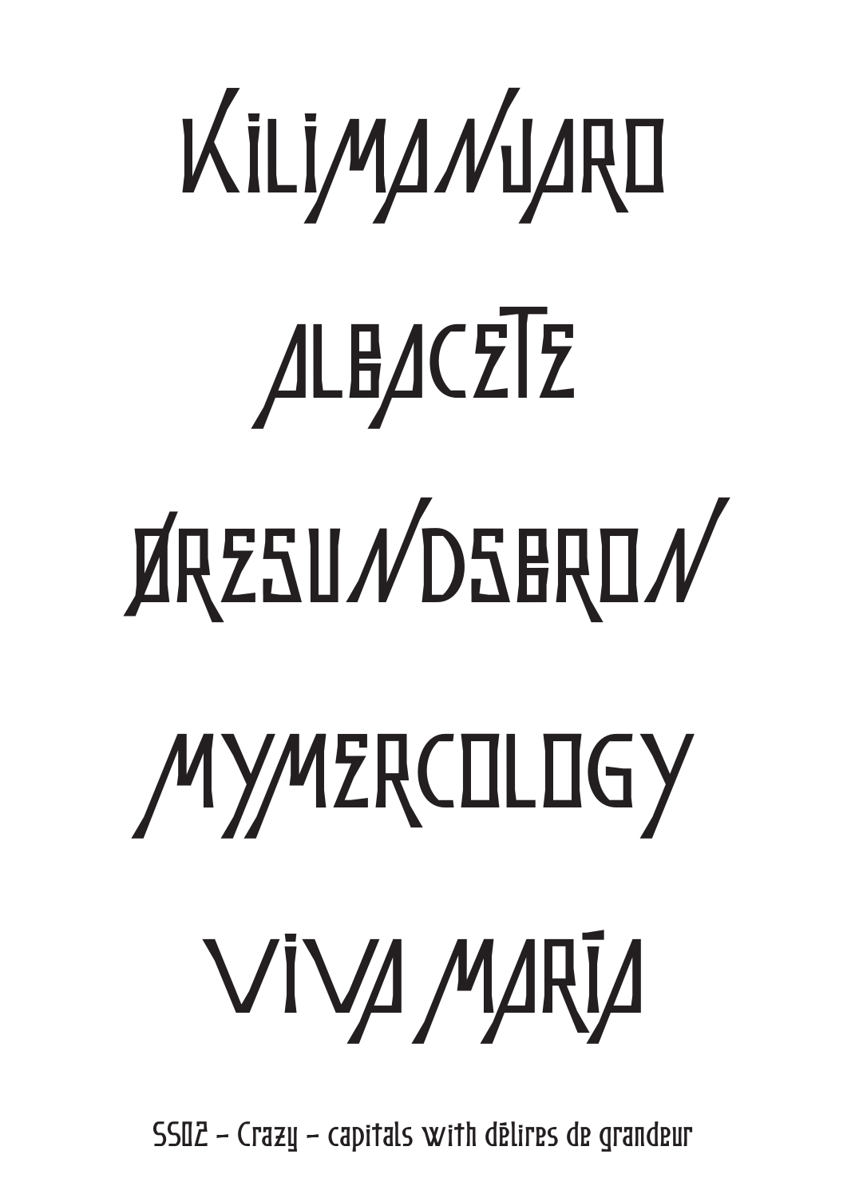KILIMANJARO

ALBACETE

ØRESUNDSBRON

MYMERCOLOGY

VIVA MARÍA

SS02 – Crazy – capitals with délires de grandeur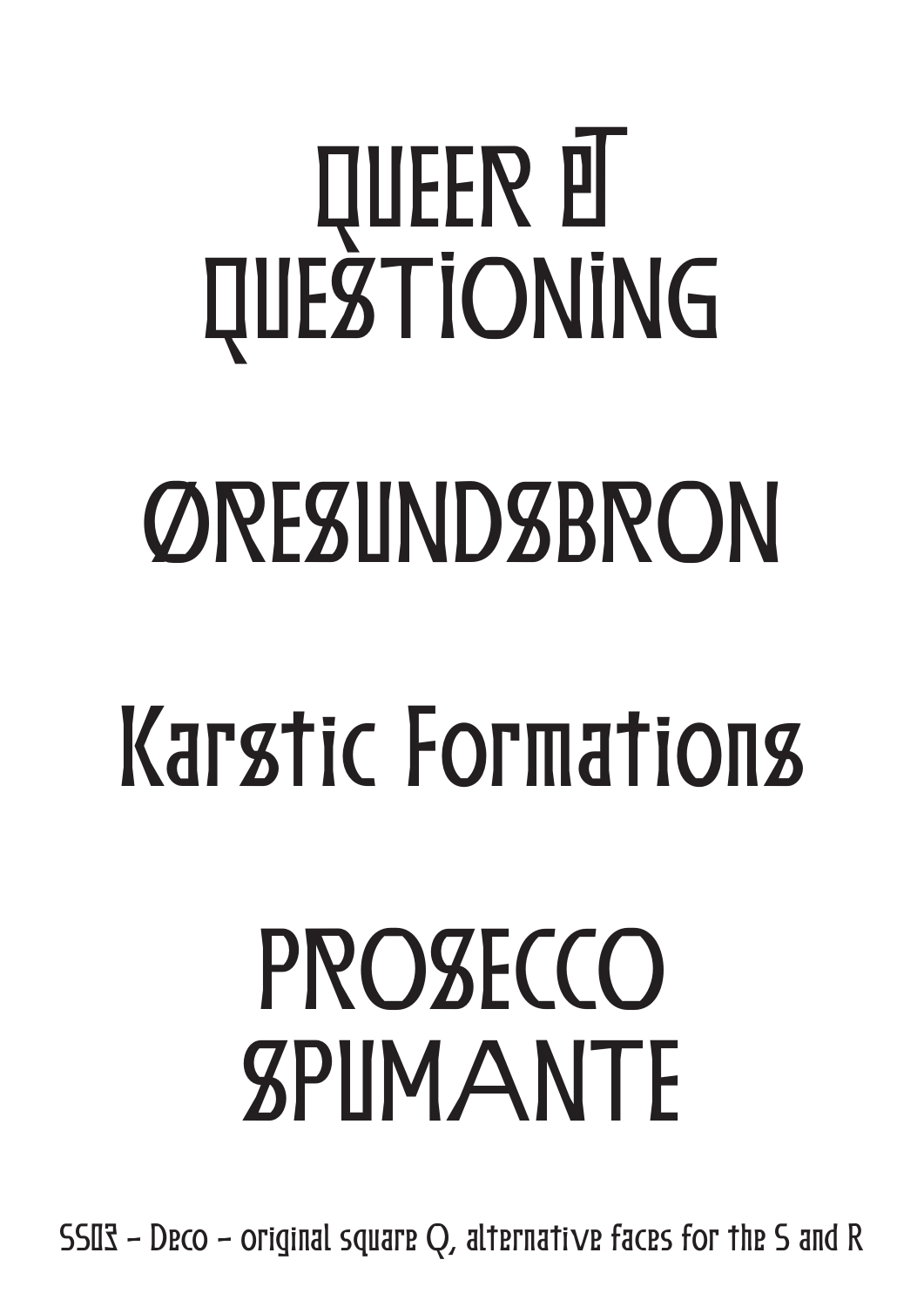QUEER & QUESTIONING

ØRESUNDSBRON

Karstic Formations

PROSECCO SPUMANTE

SS03 – Deco – original square Q, alternative faces for the S and R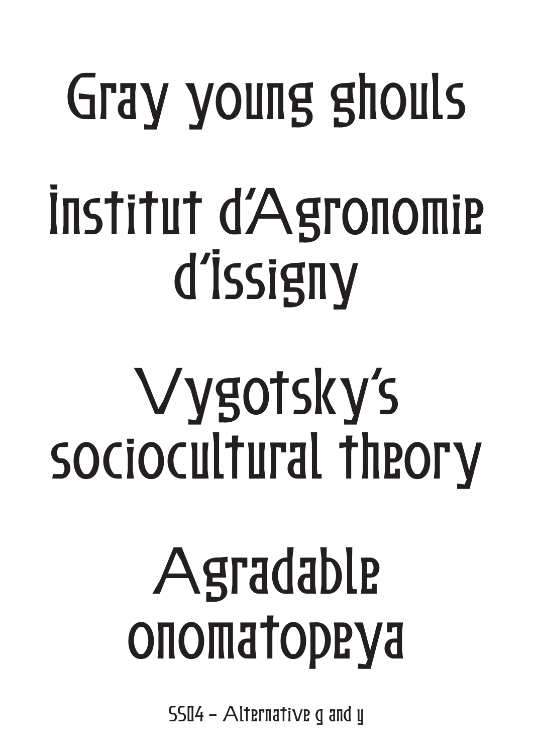Gray young ghouls

Institut d'Agronomie d'Issigny

Vygotsky's sociocultural theory

Agradable onomatopeya

SS04 – Alternative g and y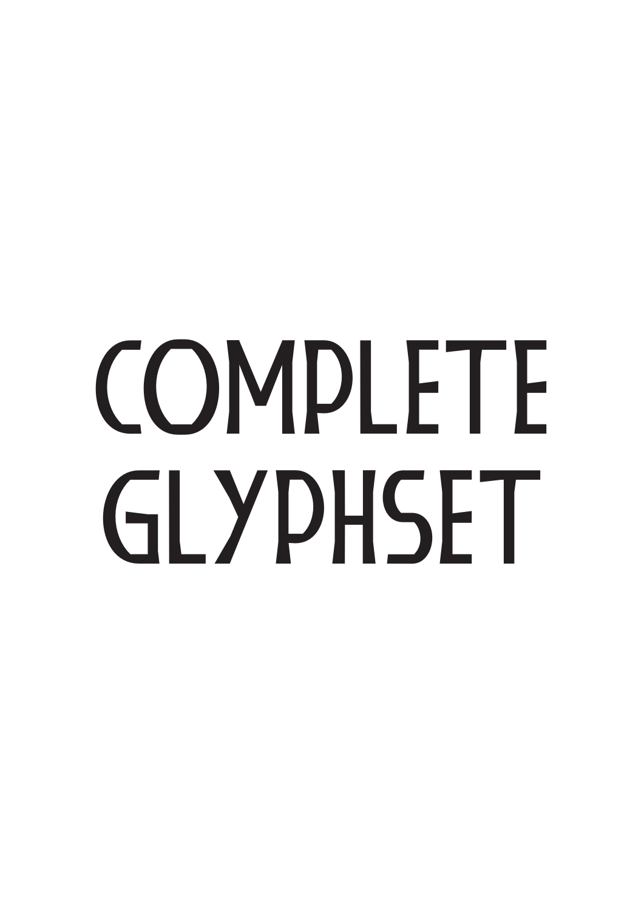# COMPLETE GLYPHSET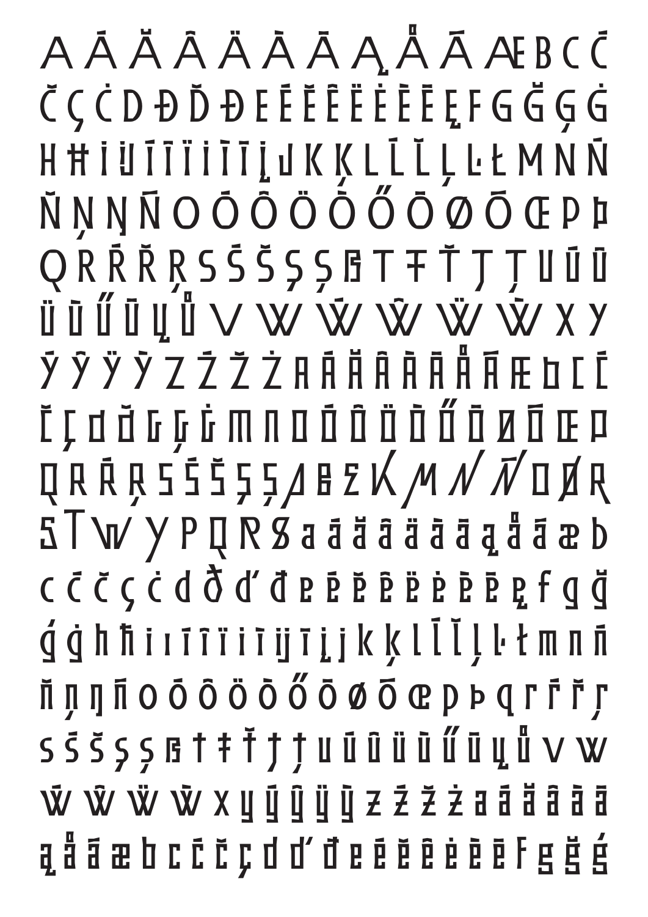A Á Ă Â Ä À Ā Ą Å Ã Æ B C Ć

Č Ç Ċ D Ð Ď Đ E É Ě Ê Ë Ė È Ē Ę F G Ğ Ģ Ġ

H Ħ I Ĳ Í Î Ï İ Ì Ī Į J K Ķ L Ĺ Ľ Ļ Ŀ Ł M N Ń

Ň Ņ Ŋ Ñ O Ó Ô Ö Ò Ő Ō Ø Õ Œ P Þ

Q R Ŕ Ř Ŗ S Ś Š Ş Ș ẞ T Ŧ Ť Ţ Ț U Ú Û

Ü Ù Ű Ū Ų Ů V W Ẃ Ŵ Ẅ Ẁ X Y

Ý Ŷ Ÿ Ỳ Z Ź Ž Ż A Á Ă Â Ä À Å Ã Æ B C Ć

Č Ç D Ď G Ģ Ġ M N O Ó Ô Ö Ò Ő Õ Ø Õ Œ P

Q R Ř Ŗ S Ś Š Ş Ș Λ B Ʃ K M N Ñ O Ø R

S T W Y P Q R ẞ a á ă â ä à ā ą å ã æ b

c ć č ç ċ d ð ď đ e é ě ê ë ė è ē ę f g ğ

ģ ġ h ħ i ı í î ï ì ĳ ī į j k ķ l ĺ ľ ļ ŀ ł m n ń

ň ņ ŋ ñ o ó ô ö ò ő ō ø õ œ p þ q r ŕ ř ŗ

s ś š ş ș ß t ŧ ť ţ ț u ú û ü ù ű ū ų ů v w

ẃ ŵ ẅ ẁ x y ý ŷ ÿ ỳ z ź ž ż a á ă â ä à

ą å ã æ b c ć č ç d ď đ e é ě ê ė è ē f g ğ ģ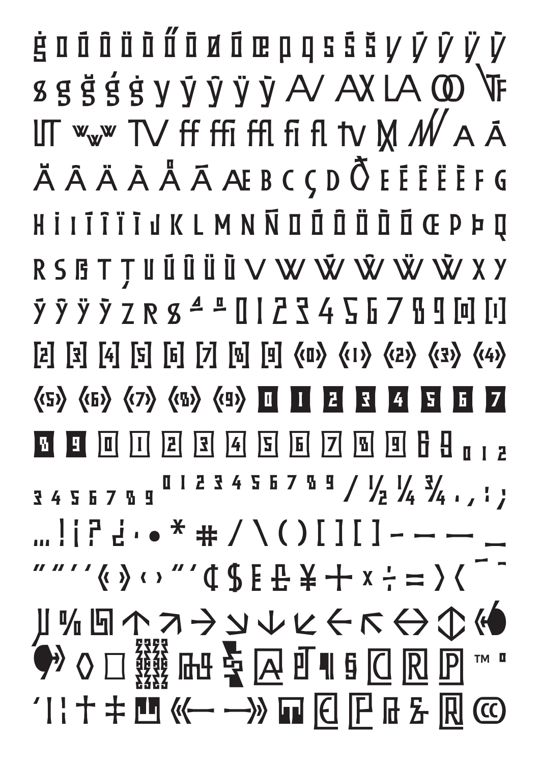ġ o ó ô ö ò ő ō ø ő œ p q s ś š y ý ŷ ÿ ỳ

g g ğ ǵ ġ y ý ŷ ÿ ỳ AV AX LA OO VF

LT www TV ff ffi ffl fi fl tv M N A Á

Ă Â Ä À Å Ā Æ B C Ç D Ð E É Ê Ë È F G

H İ I Í Î Ï Ì J K L M N Ñ O Ó Ô Ö Ò Ő Œ P Þ Q

R S ß T Ţ U Ú Û Ü Ù V W Ẃ Ŵ Ẅ Ẁ X Y

Ý Ŷ Ÿ Ỳ Z R ß ª º 0 1 2 3 4 5 6 7 8 9 [0] [1]

[2] [3] [4] [5] [6] [7] [8] [9] ⟨0⟩ ⟨1⟩ ⟨2⟩ ⟨3⟩ ⟨4⟩

⟨5⟩ ⟨6⟩ ⟨7⟩ ⟨8⟩ ⟨9⟩ 0 1 2 3 4 5 6 7

8 9 0 1 2 3 4 5 6 7 8 9 6 9 0 1 2

3 4 5 6 7 8 9 0 1 2 3 4 5 6 7 8 9 / ½ ¼ ¾ . , : ;

… ! ¡ ? ¿ · • * # / \ ( ) [ ] [ ] - – — _

" " ' ' « » ‹ › " ' ¢ $ € £ ¥ + × ÷ = > < ¯ ¯

µ % ↑ ↗ → ↘ ↓ ↙ ← ↖ ↔ ↕

◊ □ ª ¶ § © ® ℗ ™ º

' | ¦ † ‡ « — — » € ℗ ®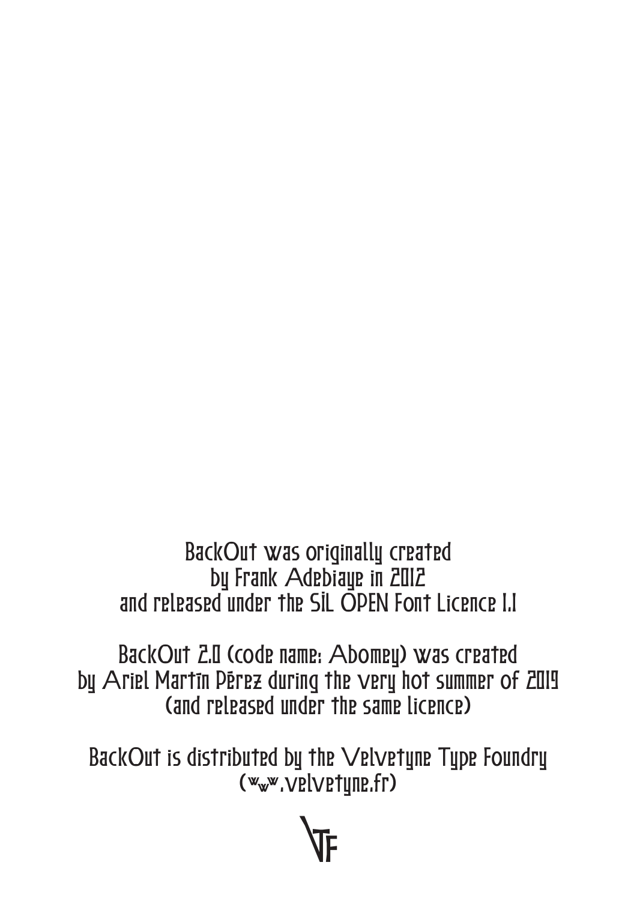BackOut was originally created
by Frank Adebiaye in 2012
and released under the SIL OPEN Font Licence 1.1

BackOut 2.0 (code name: Abomey) was created
by Ariel Martín Pérez during the very hot summer of 2019
(and released under the same licence)

BackOut is distributed by the Velvetyne Type Foundry
(www.velvetyne.fr)

VTF